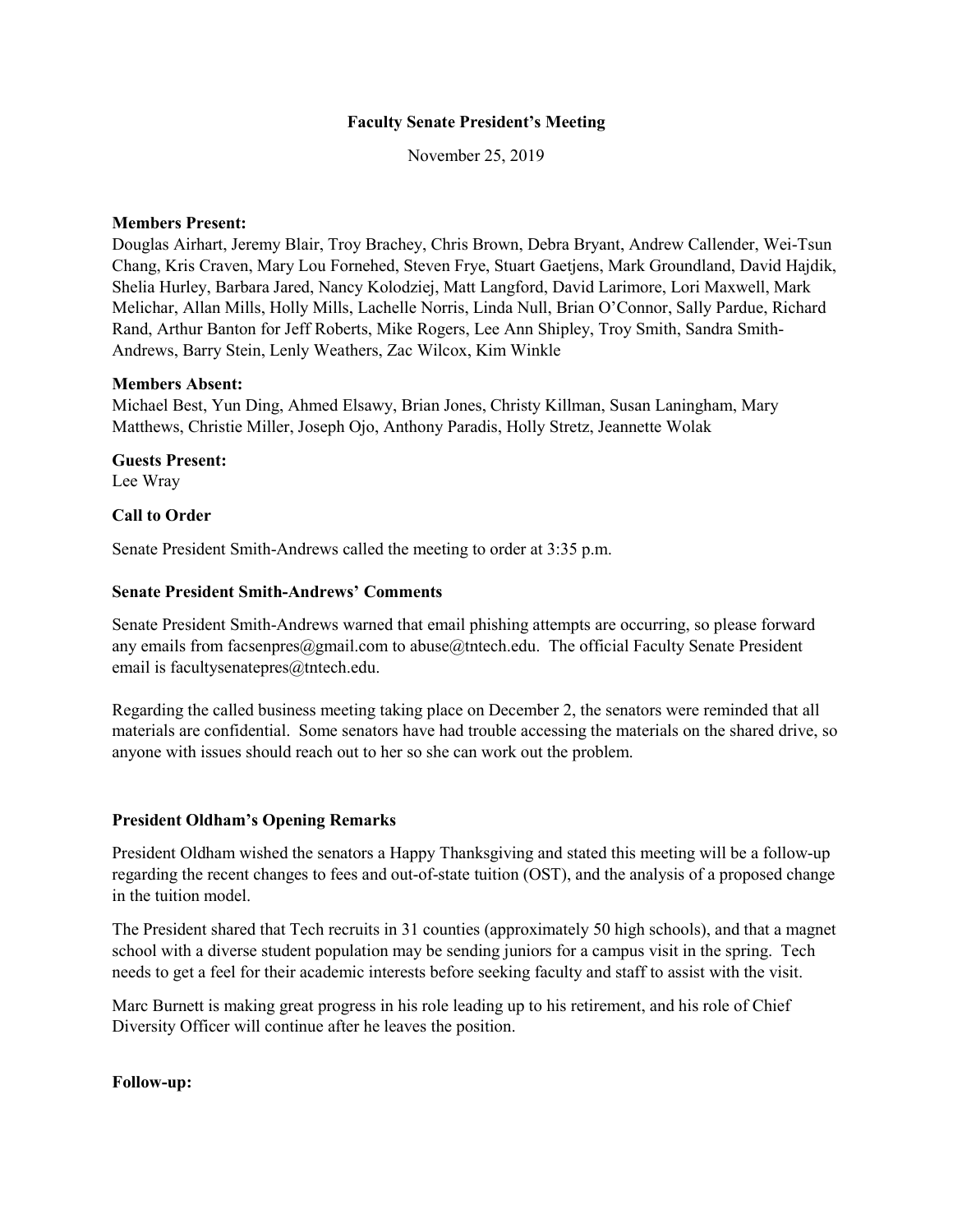# Faculty Senate President's Meeting

November 25, 2019

**Members Present:**
Douglas Airhart, Jeremy Blair, Troy Brachey, Chris Brown, Debra Bryant, Andrew Callender, Wei-Tsun Chang, Kris Craven, Mary Lou Fornehed, Steven Frye, Stuart Gaetjens, Mark Groundland, David Hajdik, Shelia Hurley, Barbara Jared, Nancy Kolodziej, Matt Langford, David Larimore, Lori Maxwell, Mark Melichar, Allan Mills, Holly Mills, Lachelle Norris, Linda Null, Brian O'Connor, Sally Pardue, Richard Rand, Arthur Banton for Jeff Roberts, Mike Rogers, Lee Ann Shipley, Troy Smith, Sandra Smith-Andrews, Barry Stein, Lenly Weathers, Zac Wilcox, Kim Winkle

**Members Absent:**
Michael Best, Yun Ding, Ahmed Elsawy, Brian Jones, Christy Killman, Susan Laningham, Mary Matthews, Christie Miller, Joseph Ojo, Anthony Paradis, Holly Stretz, Jeannette Wolak

**Guests Present:**
Lee Wray

**Call to Order**

Senate President Smith-Andrews called the meeting to order at 3:35 p.m.

**Senate President Smith-Andrews' Comments**

Senate President Smith-Andrews warned that email phishing attempts are occurring, so please forward any emails from facsenpres@gmail.com to abuse@tntech.edu. The official Faculty Senate President email is facultysenatepres@tntech.edu.

Regarding the called business meeting taking place on December 2, the senators were reminded that all materials are confidential. Some senators have had trouble accessing the materials on the shared drive, so anyone with issues should reach out to her so she can work out the problem.

**President Oldham's Opening Remarks**

President Oldham wished the senators a Happy Thanksgiving and stated this meeting will be a follow-up regarding the recent changes to fees and out-of-state tuition (OST), and the analysis of a proposed change in the tuition model.

The President shared that Tech recruits in 31 counties (approximately 50 high schools), and that a magnet school with a diverse student population may be sending juniors for a campus visit in the spring. Tech needs to get a feel for their academic interests before seeking faculty and staff to assist with the visit.

Marc Burnett is making great progress in his role leading up to his retirement, and his role of Chief Diversity Officer will continue after he leaves the position.

**Follow-up:**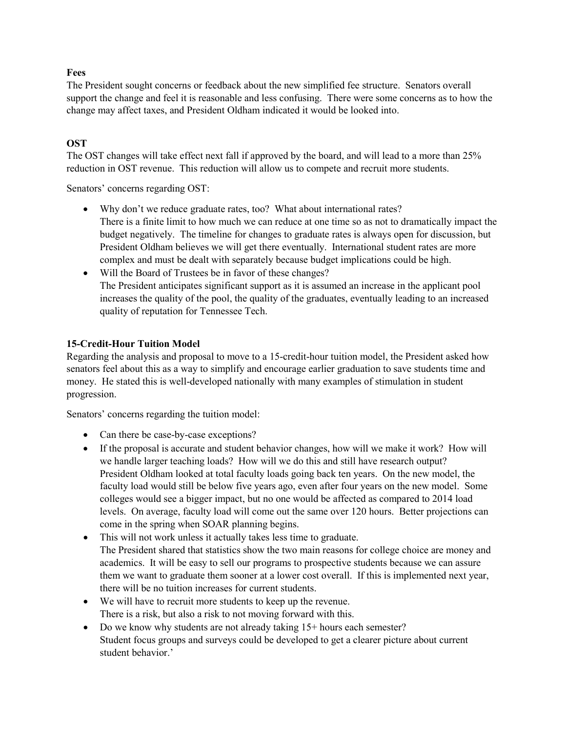**Fees**

The President sought concerns or feedback about the new simplified fee structure. Senators overall support the change and feel it is reasonable and less confusing. There were some concerns as to how the change may affect taxes, and President Oldham indicated it would be looked into.

**OST**

The OST changes will take effect next fall if approved by the board, and will lead to a more than 25% reduction in OST revenue. This reduction will allow us to compete and recruit more students.

Senators' concerns regarding OST:

- Why don't we reduce graduate rates, too? What about international rates?
  There is a finite limit to how much we can reduce at one time so as not to dramatically impact the budget negatively. The timeline for changes to graduate rates is always open for discussion, but President Oldham believes we will get there eventually. International student rates are more complex and must be dealt with separately because budget implications could be high.
- Will the Board of Trustees be in favor of these changes?
  The President anticipates significant support as it is assumed an increase in the applicant pool increases the quality of the pool, the quality of the graduates, eventually leading to an increased quality of reputation for Tennessee Tech.

**15-Credit-Hour Tuition Model**

Regarding the analysis and proposal to move to a 15-credit-hour tuition model, the President asked how senators feel about this as a way to simplify and encourage earlier graduation to save students time and money. He stated this is well-developed nationally with many examples of stimulation in student progression.

Senators' concerns regarding the tuition model:

- Can there be case-by-case exceptions?
- If the proposal is accurate and student behavior changes, how will we make it work? How will we handle larger teaching loads? How will we do this and still have research output?
  President Oldham looked at total faculty loads going back ten years. On the new model, the faculty load would still be below five years ago, even after four years on the new model. Some colleges would see a bigger impact, but no one would be affected as compared to 2014 load levels. On average, faculty load will come out the same over 120 hours. Better projections can come in the spring when SOAR planning begins.
- This will not work unless it actually takes less time to graduate.
  The President shared that statistics show the two main reasons for college choice are money and academics. It will be easy to sell our programs to prospective students because we can assure them we want to graduate them sooner at a lower cost overall. If this is implemented next year, there will be no tuition increases for current students.
- We will have to recruit more students to keep up the revenue.
  There is a risk, but also a risk to not moving forward with this.
- Do we know why students are not already taking 15+ hours each semester?
  Student focus groups and surveys could be developed to get a clearer picture about current student behavior.'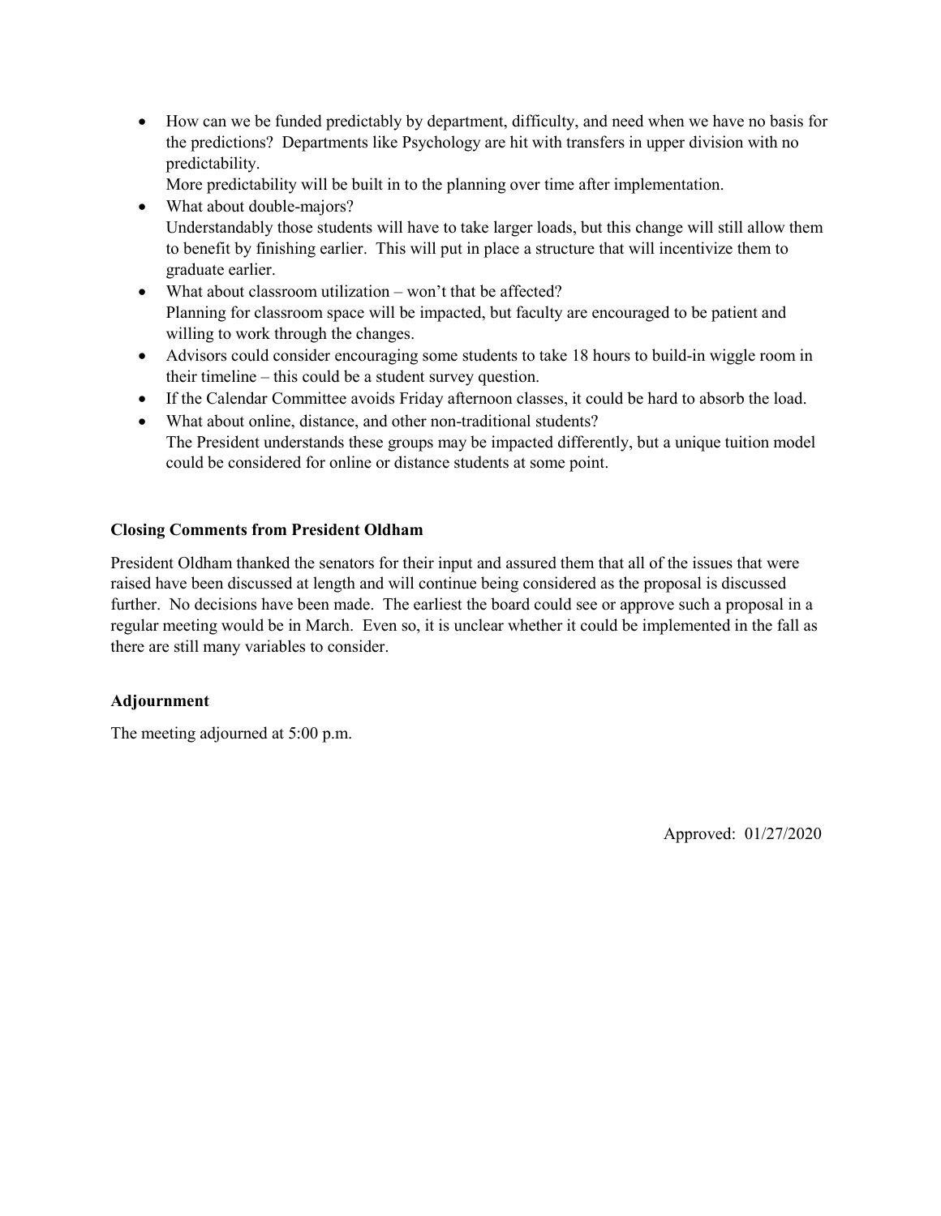- How can we be funded predictably by department, difficulty, and need when we have no basis for the predictions? Departments like Psychology are hit with transfers in upper division with no predictability.
  More predictability will be built in to the planning over time after implementation.
- What about double-majors?
  Understandably those students will have to take larger loads, but this change will still allow them to benefit by finishing earlier. This will put in place a structure that will incentivize them to graduate earlier.
- What about classroom utilization – won't that be affected?
  Planning for classroom space will be impacted, but faculty are encouraged to be patient and willing to work through the changes.
- Advisors could consider encouraging some students to take 18 hours to build-in wiggle room in their timeline – this could be a student survey question.
- If the Calendar Committee avoids Friday afternoon classes, it could be hard to absorb the load.
- What about online, distance, and other non-traditional students?
  The President understands these groups may be impacted differently, but a unique tuition model could be considered for online or distance students at some point.

**Closing Comments from President Oldham**

President Oldham thanked the senators for their input and assured them that all of the issues that were raised have been discussed at length and will continue being considered as the proposal is discussed further. No decisions have been made. The earliest the board could see or approve such a proposal in a regular meeting would be in March. Even so, it is unclear whether it could be implemented in the fall as there are still many variables to consider.

**Adjournment**

The meeting adjourned at 5:00 p.m.

Approved: 01/27/2020